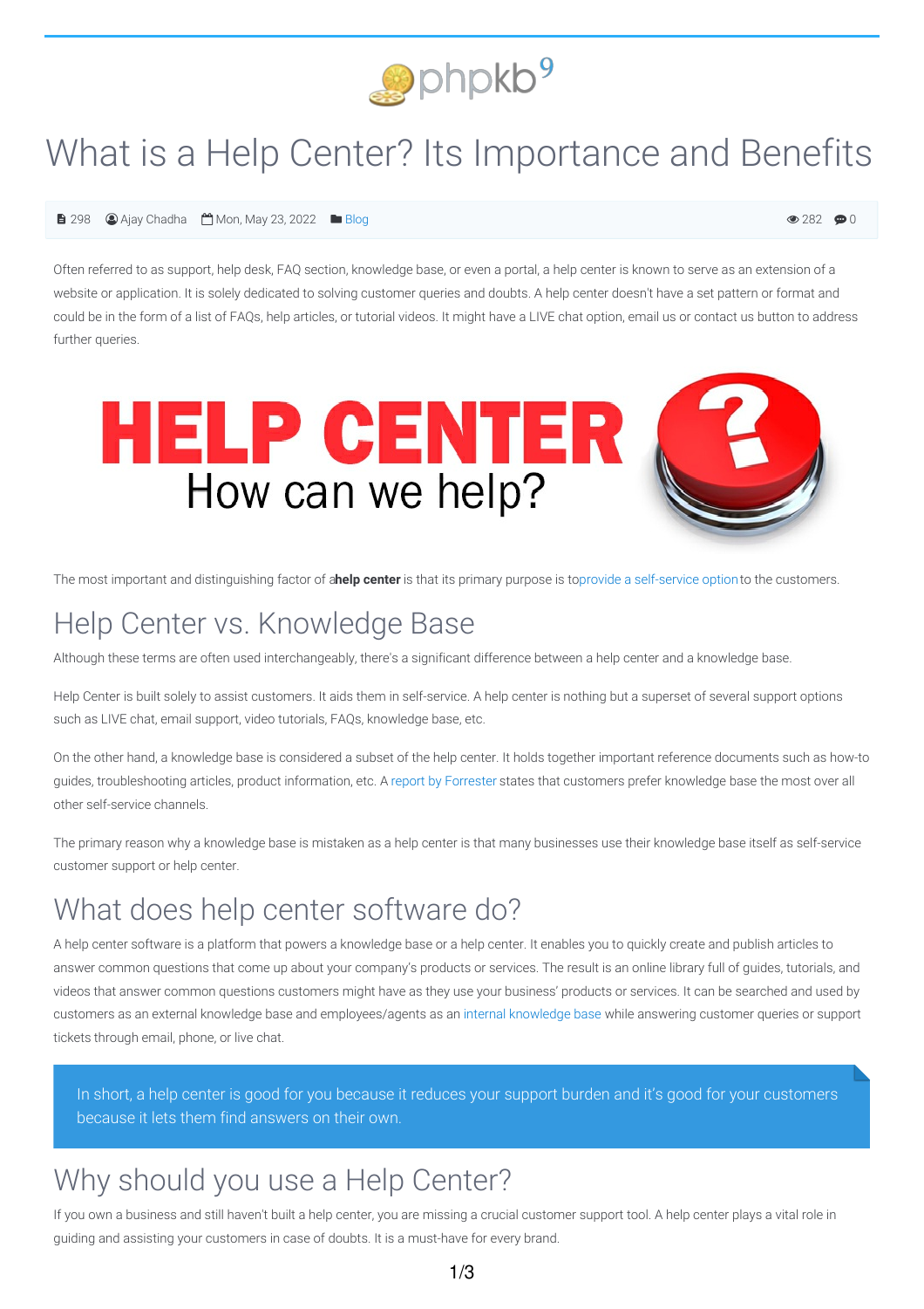# What is a Help Center? Its Importance and Benefits

298 Ajay Chadha Mon, May 23, 2022 Blog 282 0

Often referred to as support, help desk, FAQ section, knowledge base, or even a portal, a help center is known to serve as an extension of a website or application. It is solely dedicated to solving customer queries and doubts. A help center doesn't have a set pattern or format and could be in the form of a list of FAQs, help articles, or tutorial videos. It might have a LIVE chat option, email us or contact us button to address further queries.

The most important and distinguishing factor of a **help center** is that its primary purpose is to provide a self-service option to the customers.

## Help Center vs. Knowledge Base

Although these terms are often used interchangeably, there's a significant difference between a help center and a knowledge base.

Help Center is built solely to assist customers. It aids them in self-service. A help center is nothing but a superset of several support options such as LIVE chat, email support, video tutorials, FAQs, knowledge base, etc.

On the other hand, a knowledge base is considered a subset of the help center. It holds together important reference documents such as how-to guides, troubleshooting articles, product information, etc. A report by Forrester states that customers prefer knowledge base the most over all other self-service channels.

The primary reason why a knowledge base is mistaken as a help center is that many businesses use their knowledge base itself as self-service customer support or help center.

## What does help center software do?

A help center software is a platform that powers a knowledge base or a help center. It enables you to quickly create and publish articles to answer common questions that come up about your company's products or services. The result is an online library full of guides, tutorials, and videos that answer common questions customers might have as they use your business' products or services. It can be searched and used by customers as an external knowledge base and employees/agents as an internal knowledge base while answering customer queries or support tickets through email, phone, or live chat.

> In short, a help center is good for you because it reduces your support burden and it's good for your customers because it lets them find answers on their own.

## Why should you use a Help Center?

If you own a business and still haven't built a help center, you are missing a crucial customer support tool. A help center plays a vital role in guiding and assisting your customers in case of doubts. It is a must-have for every brand.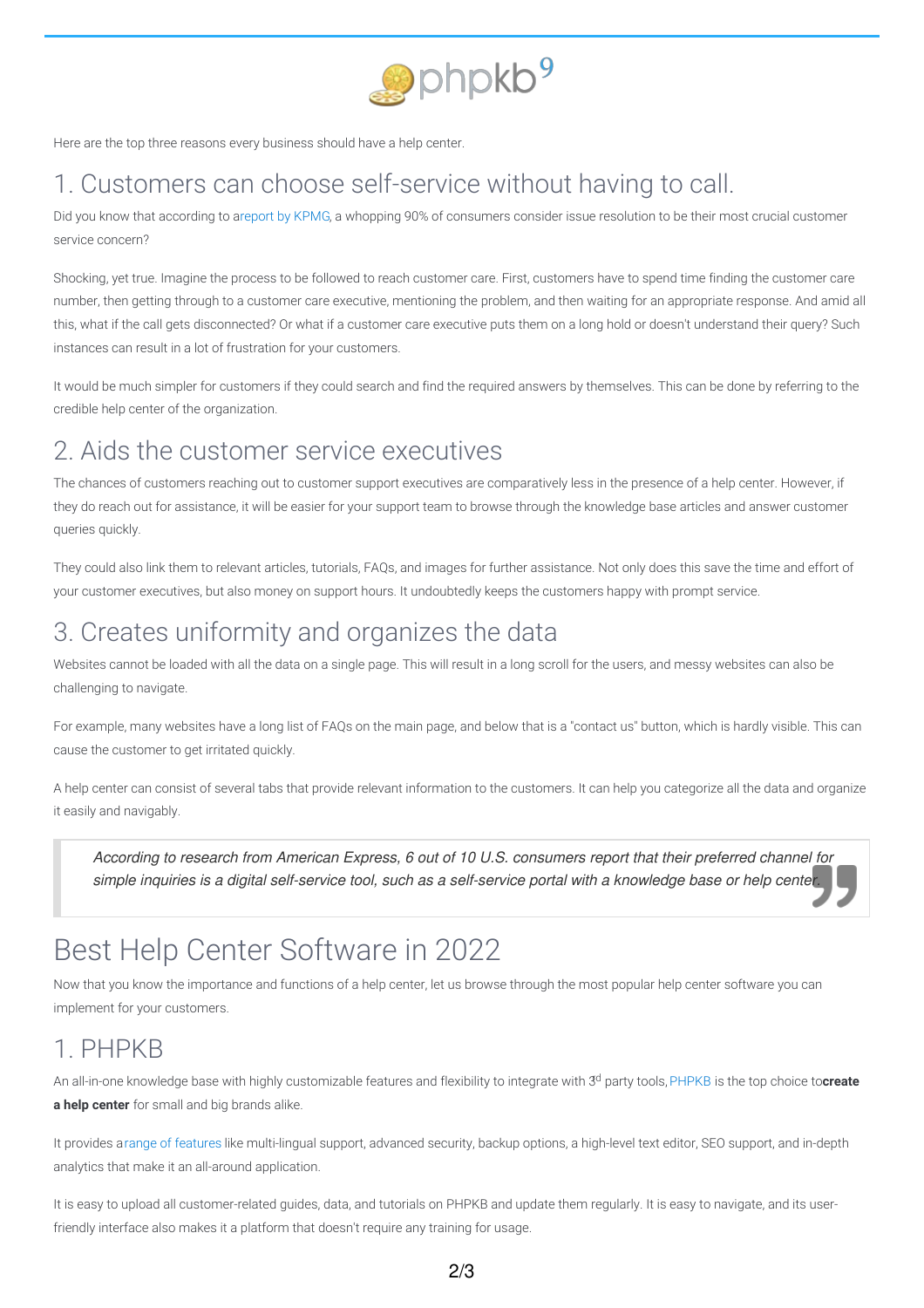Here are the top three reasons every business should have a help center.

## 1. Customers can choose self-service without having to call.

Did you know that according to a report by KPMG, a whopping 90% of consumers consider issue resolution to be their most crucial customer service concern?

Shocking, yet true. Imagine the process to be followed to reach customer care. First, customers have to spend time finding the customer care number, then getting through to a customer care executive, mentioning the problem, and then waiting for an appropriate response. And amid all this, what if the call gets disconnected? Or what if a customer care executive puts them on a long hold or doesn't understand their query? Such instances can result in a lot of frustration for your customers.

It would be much simpler for customers if they could search and find the required answers by themselves. This can be done by referring to the credible help center of the organization.

## 2. Aids the customer service executives

The chances of customers reaching out to customer support executives are comparatively less in the presence of a help center. However, if they do reach out for assistance, it will be easier for your support team to browse through the knowledge base articles and answer customer queries quickly.

They could also link them to relevant articles, tutorials, FAQs, and images for further assistance. Not only does this save the time and effort of your customer executives, but also money on support hours. It undoubtedly keeps the customers happy with prompt service.

## 3. Creates uniformity and organizes the data

Websites cannot be loaded with all the data on a single page. This will result in a long scroll for the users, and messy websites can also be challenging to navigate.

For example, many websites have a long list of FAQs on the main page, and below that is a "contact us" button, which is hardly visible. This can cause the customer to get irritated quickly.

A help center can consist of several tabs that provide relevant information to the customers. It can help you categorize all the data and organize it easily and navigably.

> *According to research from American Express, 6 out of 10 U.S. consumers report that their preferred channel for simple inquiries is a digital self-service tool, such as a self-service portal with a knowledge base or help center.*

# Best Help Center Software in 2022

Now that you know the importance and functions of a help center, let us browse through the most popular help center software you can implement for your customers.

## 1. PHPKB

An all-in-one knowledge base with highly customizable features and flexibility to integrate with 3rd party tools, PHPKB is the top choice to **create a help center** for small and big brands alike.

It provides a range of features like multi-lingual support, advanced security, backup options, a high-level text editor, SEO support, and in-depth analytics that make it an all-around application.

It is easy to upload all customer-related guides, data, and tutorials on PHPKB and update them regularly. It is easy to navigate, and its user-friendly interface also makes it a platform that doesn't require any training for usage.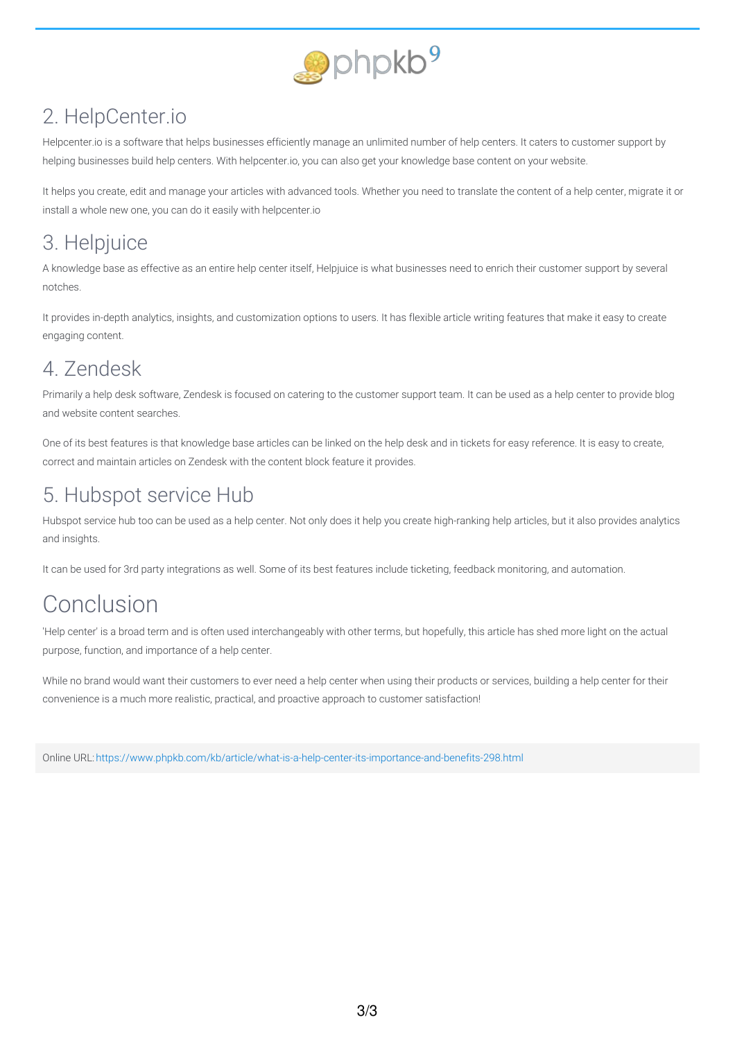## 2. HelpCenter.io

Helpcenter.io is a software that helps businesses efficiently manage an unlimited number of help centers. It caters to customer support by helping businesses build help centers. With helpcenter.io, you can also get your knowledge base content on your website.

It helps you create, edit and manage your articles with advanced tools. Whether you need to translate the content of a help center, migrate it or install a whole new one, you can do it easily with helpcenter.io

## 3. Helpjuice

A knowledge base as effective as an entire help center itself, Helpjuice is what businesses need to enrich their customer support by several notches.

It provides in-depth analytics, insights, and customization options to users. It has flexible article writing features that make it easy to create engaging content.

## 4. Zendesk

Primarily a help desk software, Zendesk is focused on catering to the customer support team. It can be used as a help center to provide blog and website content searches.

One of its best features is that knowledge base articles can be linked on the help desk and in tickets for easy reference. It is easy to create, correct and maintain articles on Zendesk with the content block feature it provides.

## 5. Hubspot service Hub

Hubspot service hub too can be used as a help center. Not only does it help you create high-ranking help articles, but it also provides analytics and insights.

It can be used for 3rd party integrations as well. Some of its best features include ticketing, feedback monitoring, and automation.

# Conclusion

'Help center' is a broad term and is often used interchangeably with other terms, but hopefully, this article has shed more light on the actual purpose, function, and importance of a help center.

While no brand would want their customers to ever need a help center when using their products or services, building a help center for their convenience is a much more realistic, practical, and proactive approach to customer satisfaction!

Online URL: https://www.phpkb.com/kb/article/what-is-a-help-center-its-importance-and-benefits-298.html